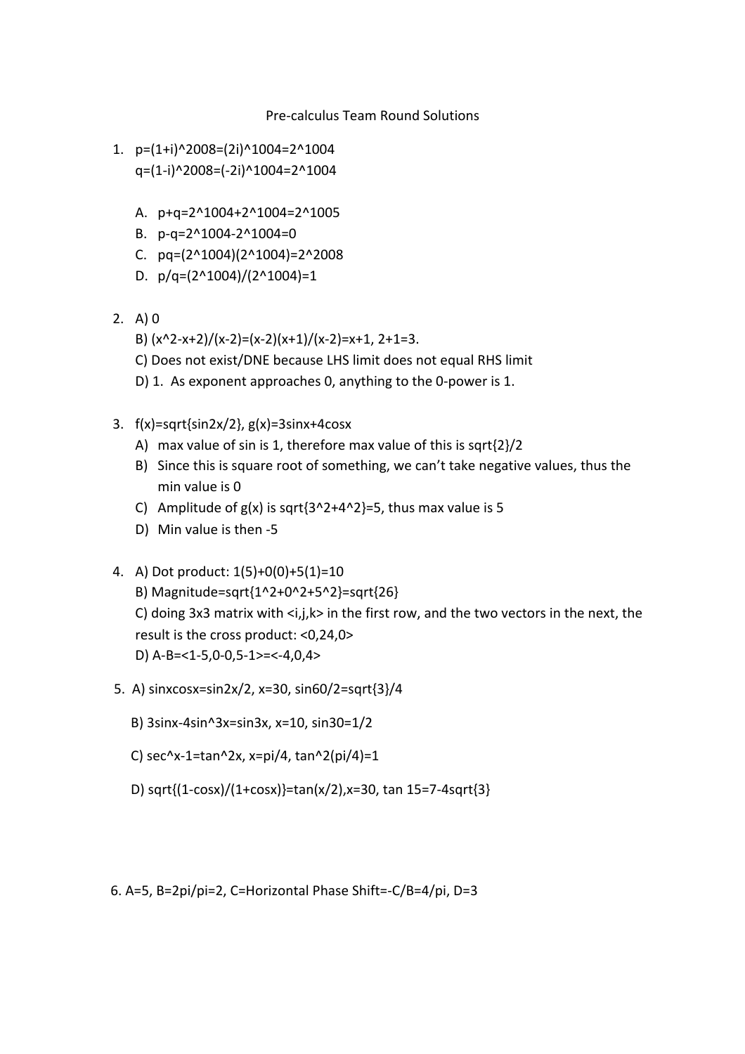# Pre-calculus Team Round Solutions

1. $p=(1+i)^{2008}=(2i)^{1004}=2^{1004}$
   $q=(1-i)^{2008}=(-2i)^{1004}=2^{1004}$

   A. $p+q=2^{1004}+2^{1004}=2^{1005}$
   B. $p-q=2^{1004}-2^{1004}=0$
   C. $pq=(2^{1004})(2^{1004})=2^{2008}$
   D. $p/q=(2^{1004})/(2^{1004})=1$

2. A) 0
   B) $(x^2-x+2)/(x-2)=(x-2)(x+1)/(x-2)=x+1$, $2+1=3$.
   C) Does not exist/DNE because LHS limit does not equal RHS limit
   D) 1. As exponent approaches 0, anything to the 0-power is 1.

3. $f(x)=\sqrt{\sin 2x/2}$, $g(x)=3\sin x+4\cos x$
   A) max value of sin is 1, therefore max value of this is $\sqrt{2}/2$
   B) Since this is square root of something, we can't take negative values, thus the min value is 0
   C) Amplitude of $g(x)$ is $\sqrt{3^2+4^2}=5$, thus max value is 5
   D) Min value is then -5

4. A) Dot product: $1(5)+0(0)+5(1)=10$
   B) Magnitude$=\sqrt{1^2+0^2+5^2}=\sqrt{26}$
   C) doing 3x3 matrix with $\langle i,j,k\rangle$ in the first row, and the two vectors in the next, the result is the cross product: $\langle 0,24,0\rangle$
   D) $A-B=\langle 1-5,0-0,5-1\rangle=\langle -4,0,4\rangle$

5. A) $\sin x\cos x=\sin 2x/2$, $x=30$, $\sin 60/2=\sqrt{3}/4$

   B) $3\sin x-4\sin^3 x=\sin 3x$, $x=10$, $\sin 30=1/2$

   C) $\sec^x-1=\tan^2 x$, $x=\pi/4$, $\tan^2(\pi/4)=1$

   D) $\sqrt{(1-\cos x)/(1+\cos x)}=\tan(x/2)$, $x=30$, $\tan 15=7-4\sqrt{3}$

6. $A=5$, $B=2\pi/\pi=2$, $C=$Horizontal Phase Shift$=-C/B=4/\pi$, $D=3$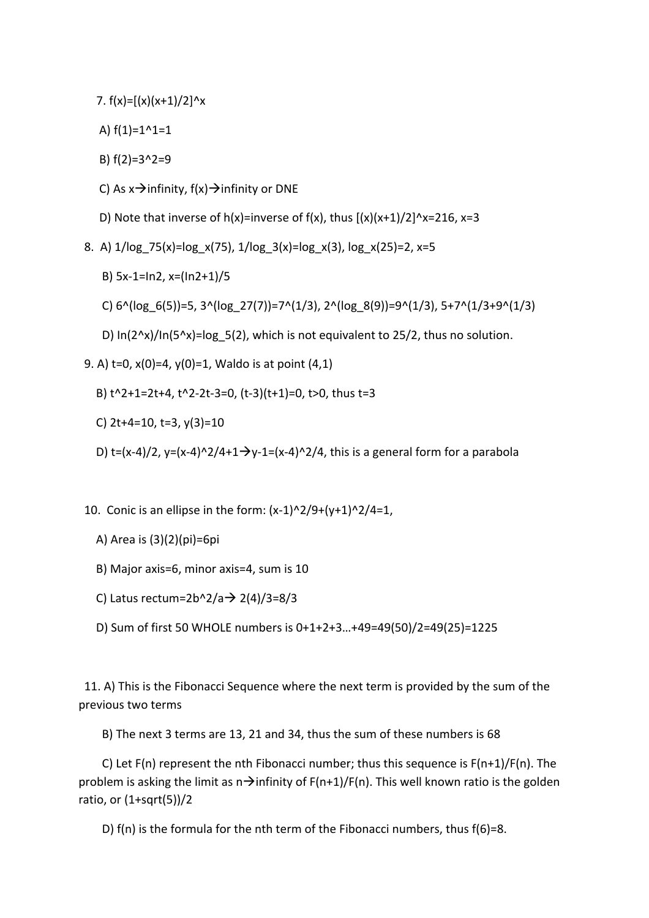7. $f(x)=[(x)(x+1)/2]^x$

   A) $f(1)=1^1=1$

   B) $f(2)=3^2=9$

   C) As $x \rightarrow$ infinity, $f(x) \rightarrow$ infinity or DNE

   D) Note that inverse of $h(x)$=inverse of $f(x)$, thus $[(x)(x+1)/2]^x=216$, $x=3$

8. A) $1/\log_{75}(x)=\log_x(75)$, $1/\log_3(x)=\log_x(3)$, $\log_x(25)=2$, $x=5$

   B) $5x-1=\ln 2$, $x=(\ln 2+1)/5$

   C) $6^{(\log_6(5))}=5$, $3^{(\log_{27}(7))}=7^{(1/3)}$, $2^{(\log_8(9))}=9^{(1/3)}$, $5+7^{(1/3}+9^{(1/3)}$

   D) $\ln(2^x)/\ln(5^x)=\log_5(2)$, which is not equivalent to 25/2, thus no solution.

9. A) $t=0$, $x(0)=4$, $y(0)=1$, Waldo is at point $(4,1)$

   B) $t^2+1=2t+4$, $t^2-2t-3=0$, $(t-3)(t+1)=0$, $t>0$, thus $t=3$

   C) $2t+4=10$, $t=3$, $y(3)=10$

   D) $t=(x-4)/2$, $y=(x-4)^2/4+1 \rightarrow y-1=(x-4)^2/4$, this is a general form for a parabola

10. Conic is an ellipse in the form: $(x-1)^2/9+(y+1)^2/4=1$,

    A) Area is $(3)(2)(\pi)=6\pi$

    B) Major axis=6, minor axis=4, sum is 10

    C) Latus rectum$=2b^2/a \rightarrow 2(4)/3=8/3$

    D) Sum of first 50 WHOLE numbers is $0+1+2+3\ldots+49=49(50)/2=49(25)=1225$

11. A) This is the Fibonacci Sequence where the next term is provided by the sum of the previous two terms

    B) The next 3 terms are 13, 21 and 34, thus the sum of these numbers is 68

    C) Let $F(n)$ represent the nth Fibonacci number; thus this sequence is $F(n+1)/F(n)$. The problem is asking the limit as $n \rightarrow$ infinity of $F(n+1)/F(n)$. This well known ratio is the golden ratio, or $(1+\sqrt{5})/2$

    D) $f(n)$ is the formula for the nth term of the Fibonacci numbers, thus $f(6)=8$.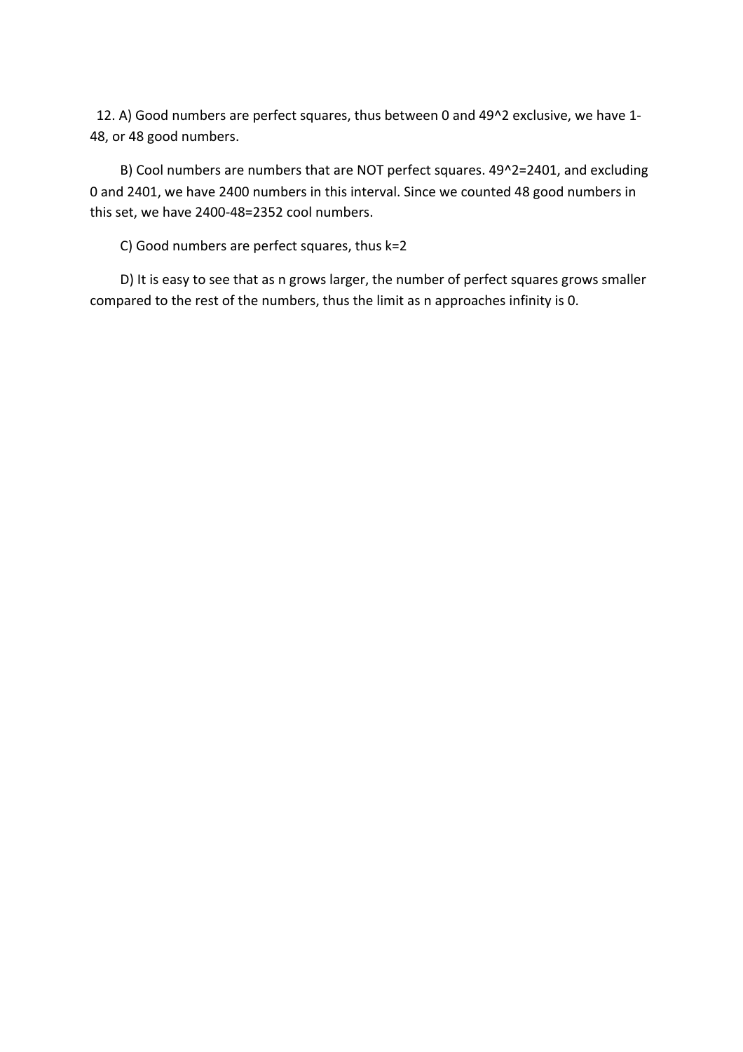12. A) Good numbers are perfect squares, thus between 0 and $49^2$ exclusive, we have 1-48, or 48 good numbers.

B) Cool numbers are numbers that are NOT perfect squares. $49^2=2401$, and excluding 0 and 2401, we have 2400 numbers in this interval. Since we counted 48 good numbers in this set, we have $2400-48=2352$ cool numbers.

C) Good numbers are perfect squares, thus $k=2$

D) It is easy to see that as n grows larger, the number of perfect squares grows smaller compared to the rest of the numbers, thus the limit as n approaches infinity is 0.